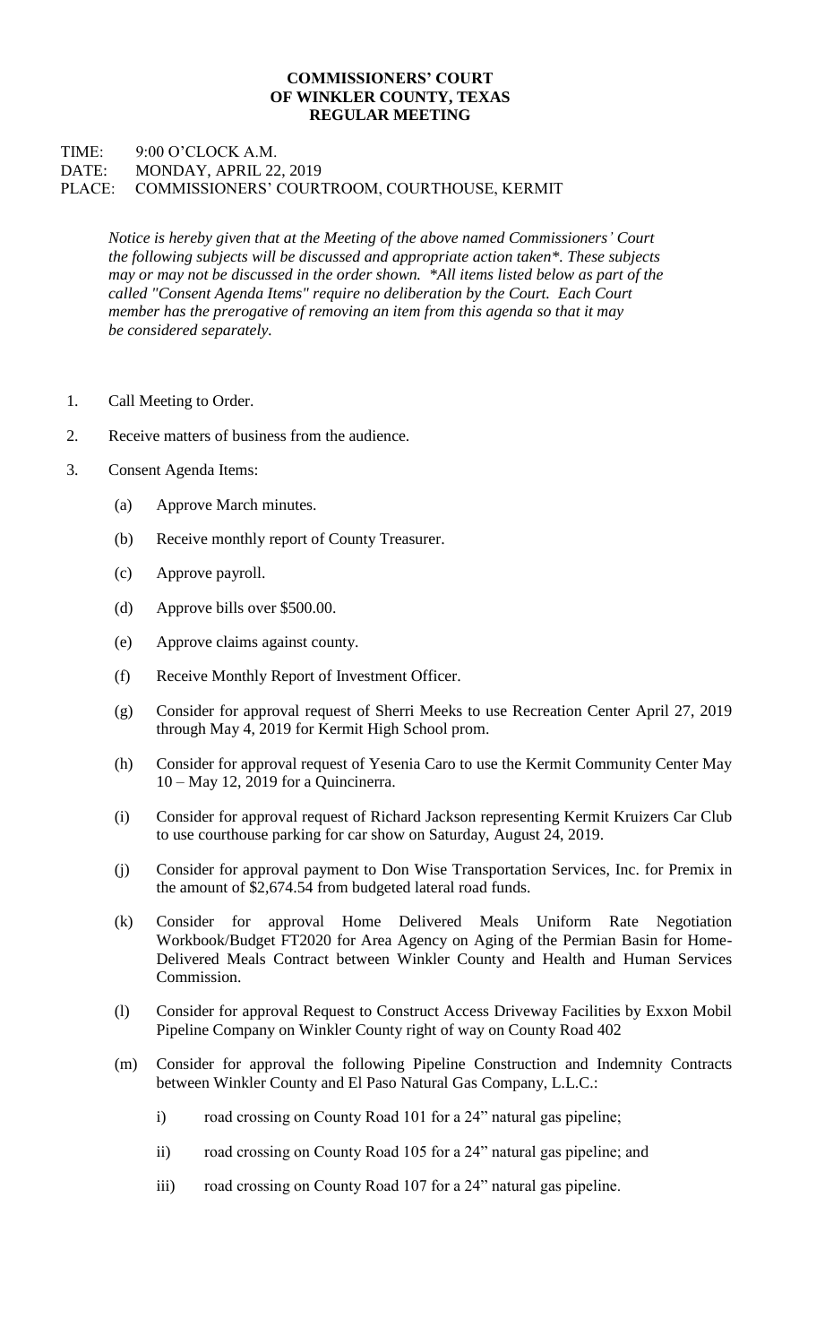**COMMISSIONERS' COURT**
**OF WINKLER COUNTY, TEXAS**
**REGULAR MEETING**

TIME: 9:00 O'CLOCK A.M.
DATE: MONDAY, APRIL 22, 2019
PLACE: COMMISSIONERS' COURTROOM, COURTHOUSE, KERMIT

*Notice is hereby given that at the Meeting of the above named Commissioners' Court the following subjects will be discussed and appropriate action taken*. These subjects may or may not be discussed in the order shown. *All items listed below as part of the called "Consent Agenda Items" require no deliberation by the Court. Each Court member has the prerogative of removing an item from this agenda so that it may be considered separately.*

1. Call Meeting to Order.
2. Receive matters of business from the audience.
3. Consent Agenda Items:
   - (a) Approve March minutes.
   - (b) Receive monthly report of County Treasurer.
   - (c) Approve payroll.
   - (d) Approve bills over $500.00.
   - (e) Approve claims against county.
   - (f) Receive Monthly Report of Investment Officer.
   - (g) Consider for approval request of Sherri Meeks to use Recreation Center April 27, 2019 through May 4, 2019 for Kermit High School prom.
   - (h) Consider for approval request of Yesenia Caro to use the Kermit Community Center May 10 – May 12, 2019 for a Quincinerra.
   - (i) Consider for approval request of Richard Jackson representing Kermit Kruizers Car Club to use courthouse parking for car show on Saturday, August 24, 2019.
   - (j) Consider for approval payment to Don Wise Transportation Services, Inc. for Premix in the amount of $2,674.54 from budgeted lateral road funds.
   - (k) Consider for approval Home Delivered Meals Uniform Rate Negotiation Workbook/Budget FT2020 for Area Agency on Aging of the Permian Basin for Home-Delivered Meals Contract between Winkler County and Health and Human Services Commission.
   - (l) Consider for approval Request to Construct Access Driveway Facilities by Exxon Mobil Pipeline Company on Winkler County right of way on County Road 402
   - (m) Consider for approval the following Pipeline Construction and Indemnity Contracts between Winkler County and El Paso Natural Gas Company, L.L.C.:
     - i) road crossing on County Road 101 for a 24" natural gas pipeline;
     - ii) road crossing on County Road 105 for a 24" natural gas pipeline; and
     - iii) road crossing on County Road 107 for a 24" natural gas pipeline.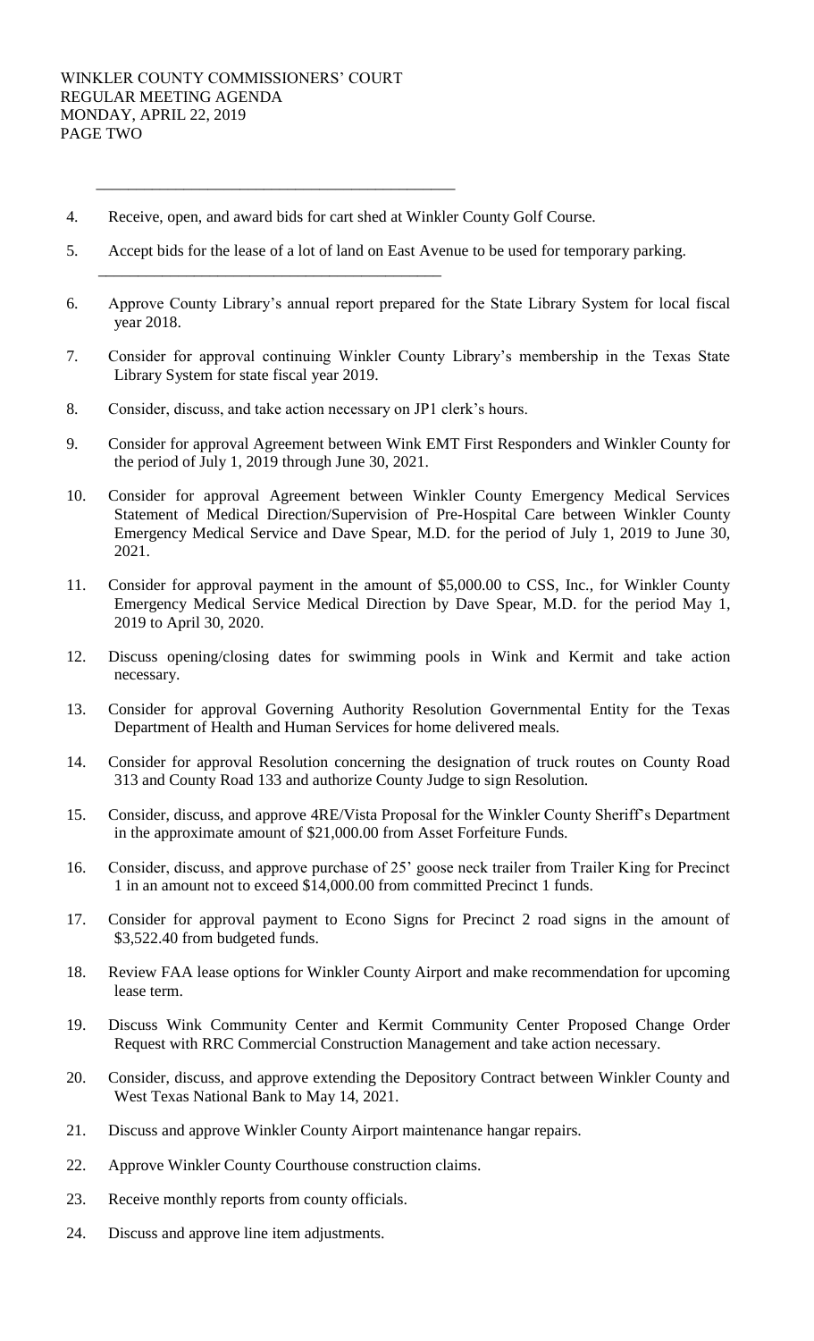4. Receive, open, and award bids for cart shed at Winkler County Golf Course.

5. Accept bids for the lease of a lot of land on East Avenue to be used for temporary parking.

6. Approve County Library's annual report prepared for the State Library System for local fiscal year 2018.

7. Consider for approval continuing Winkler County Library's membership in the Texas State Library System for state fiscal year 2019.

8. Consider, discuss, and take action necessary on JP1 clerk's hours.

9. Consider for approval Agreement between Wink EMT First Responders and Winkler County for the period of July 1, 2019 through June 30, 2021.

10. Consider for approval Agreement between Winkler County Emergency Medical Services Statement of Medical Direction/Supervision of Pre-Hospital Care between Winkler County Emergency Medical Service and Dave Spear, M.D. for the period of July 1, 2019 to June 30, 2021.

11. Consider for approval payment in the amount of \$5,000.00 to CSS, Inc., for Winkler County Emergency Medical Service Medical Direction by Dave Spear, M.D. for the period May 1, 2019 to April 30, 2020.

12. Discuss opening/closing dates for swimming pools in Wink and Kermit and take action necessary.

13. Consider for approval Governing Authority Resolution Governmental Entity for the Texas Department of Health and Human Services for home delivered meals.

14. Consider for approval Resolution concerning the designation of truck routes on County Road 313 and County Road 133 and authorize County Judge to sign Resolution.

15. Consider, discuss, and approve 4RE/Vista Proposal for the Winkler County Sheriff's Department in the approximate amount of \$21,000.00 from Asset Forfeiture Funds.

16. Consider, discuss, and approve purchase of 25' goose neck trailer from Trailer King for Precinct 1 in an amount not to exceed \$14,000.00 from committed Precinct 1 funds.

17. Consider for approval payment to Econo Signs for Precinct 2 road signs in the amount of \$3,522.40 from budgeted funds.

18. Review FAA lease options for Winkler County Airport and make recommendation for upcoming lease term.

19. Discuss Wink Community Center and Kermit Community Center Proposed Change Order Request with RRC Commercial Construction Management and take action necessary.

20. Consider, discuss, and approve extending the Depository Contract between Winkler County and West Texas National Bank to May 14, 2021.

21. Discuss and approve Winkler County Airport maintenance hangar repairs.

22. Approve Winkler County Courthouse construction claims.

23. Receive monthly reports from county officials.

24. Discuss and approve line item adjustments.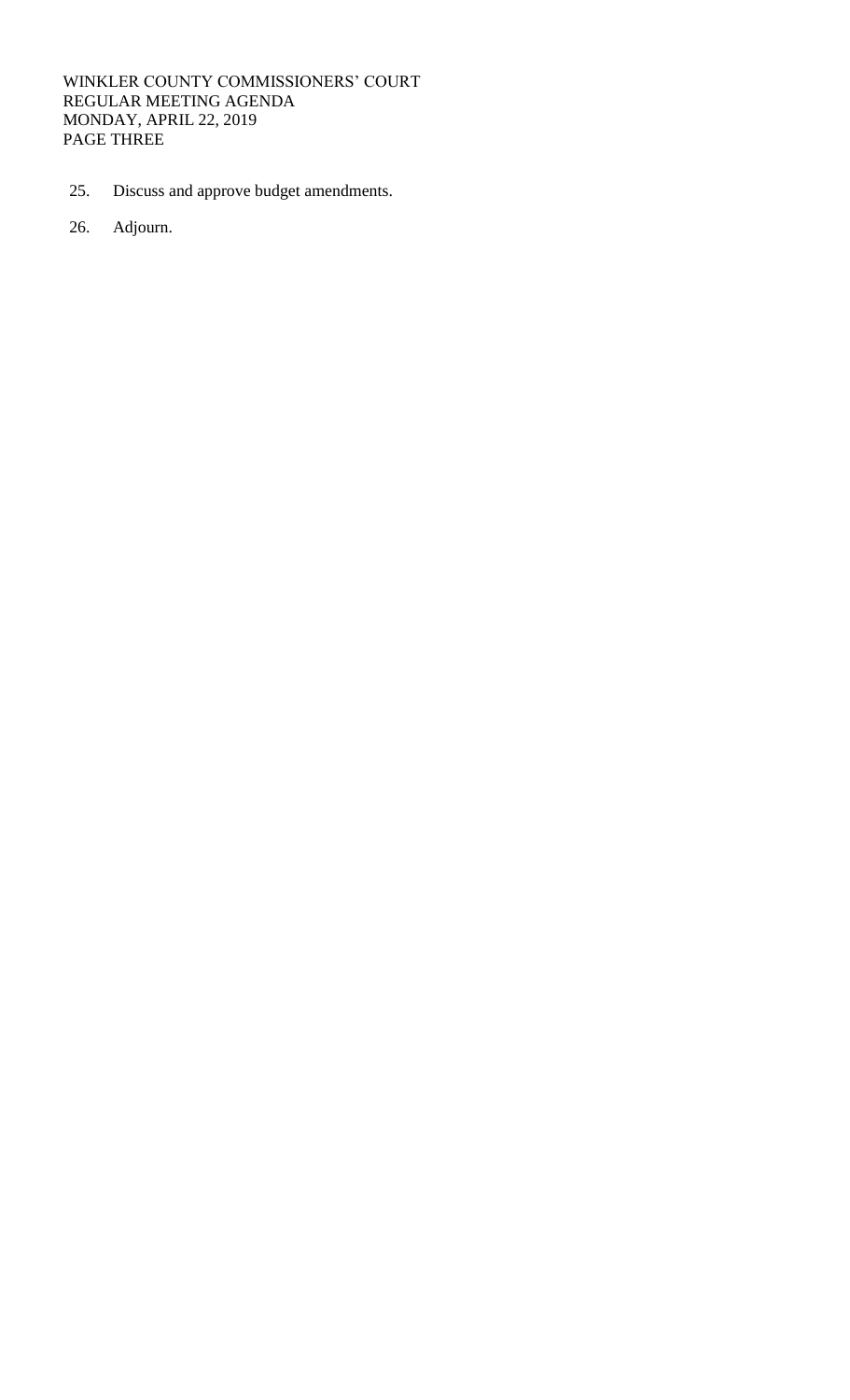25. Discuss and approve budget amendments.

26. Adjourn.